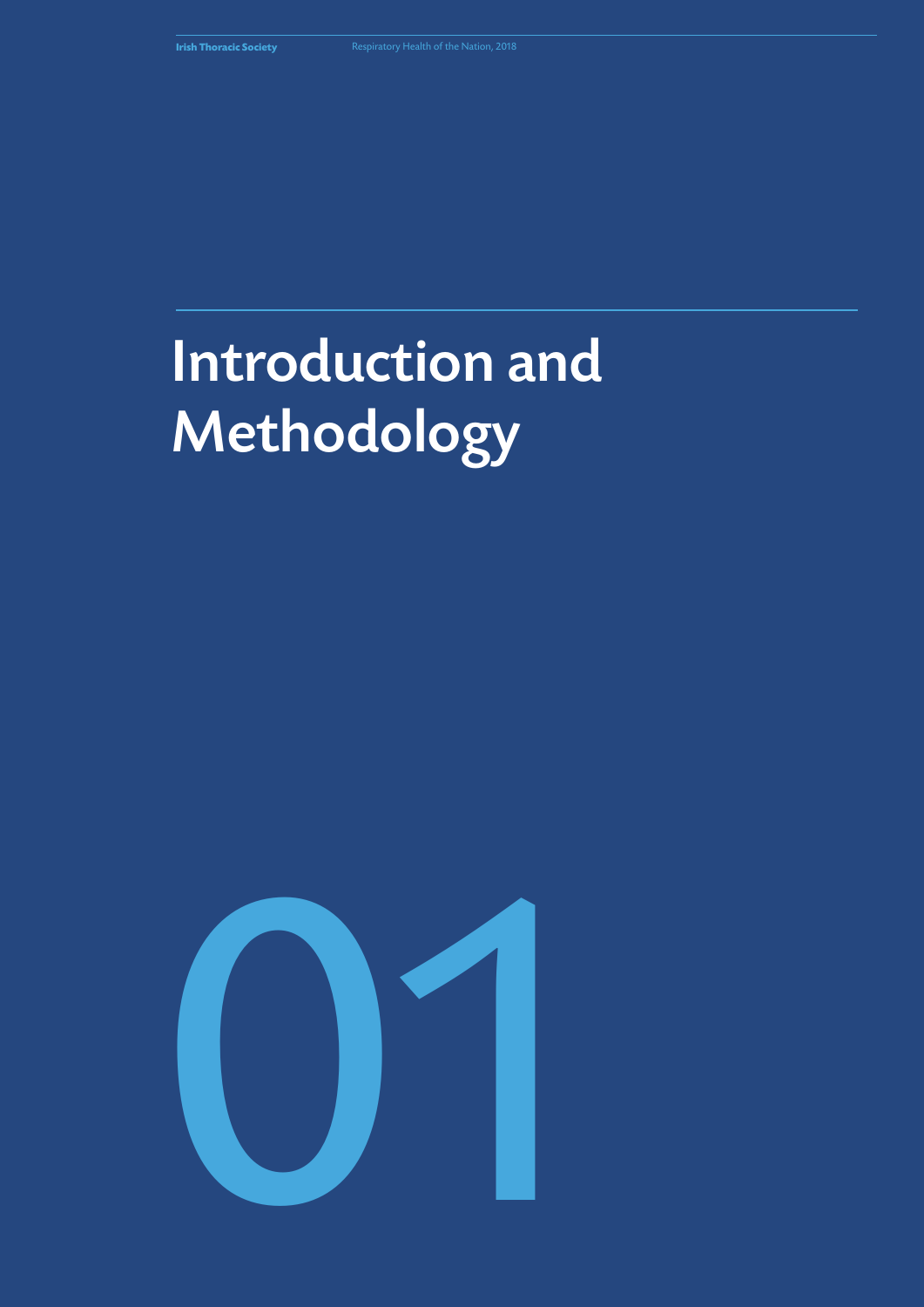# Introduction and Methodology

01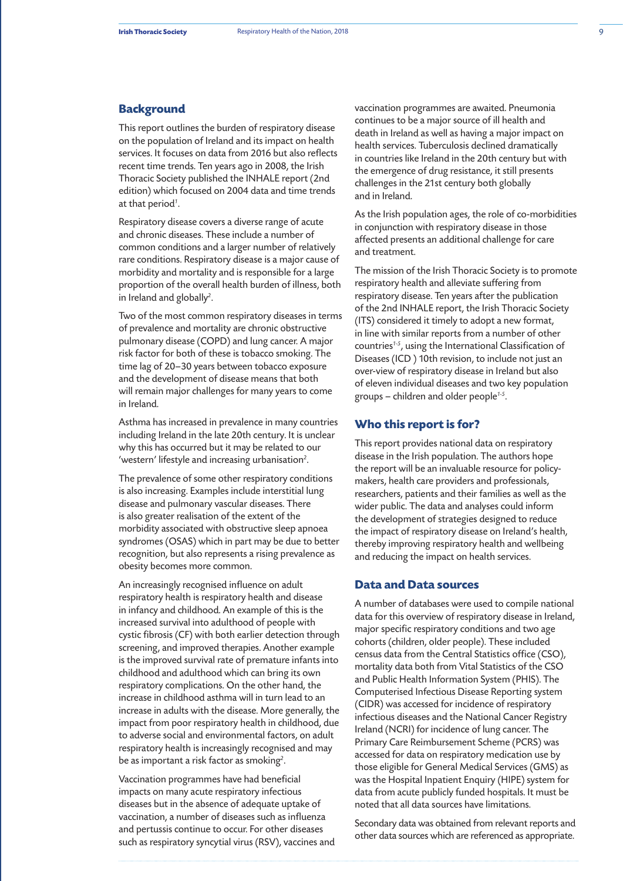## Background

This report outlines the burden of respiratory disease on the population of Ireland and its impact on health services. It focuses on data from 2016 but also reflects recent time trends. Ten years ago in 2008, the Irish Thoracic Society published the INHALE report (2nd edition) which focused on 2004 data and time trends at that period[1].

Respiratory disease covers a diverse range of acute and chronic diseases. These include a number of common conditions and a larger number of relatively rare conditions. Respiratory disease is a major cause of morbidity and mortality and is responsible for a large proportion of the overall health burden of illness, both in Ireland and globally[2].

Two of the most common respiratory diseases in terms of prevalence and mortality are chronic obstructive pulmonary disease (COPD) and lung cancer. A major risk factor for both of these is tobacco smoking. The time lag of 20–30 years between tobacco exposure and the development of disease means that both will remain major challenges for many years to come in Ireland.

Asthma has increased in prevalence in many countries including Ireland in the late 20th century. It is unclear why this has occurred but it may be related to our 'western' lifestyle and increasing urbanisation[2].

The prevalence of some other respiratory conditions is also increasing. Examples include interstitial lung disease and pulmonary vascular diseases. There is also greater realisation of the extent of the morbidity associated with obstructive sleep apnoea syndromes (OSAS) which in part may be due to better recognition, but also represents a rising prevalence as obesity becomes more common.

An increasingly recognised influence on adult respiratory health is respiratory health and disease in infancy and childhood. An example of this is the increased survival into adulthood of people with cystic fibrosis (CF) with both earlier detection through screening, and improved therapies. Another example is the improved survival rate of premature infants into childhood and adulthood which can bring its own respiratory complications. On the other hand, the increase in childhood asthma will in turn lead to an increase in adults with the disease. More generally, the impact from poor respiratory health in childhood, due to adverse social and environmental factors, on adult respiratory health is increasingly recognised and may be as important a risk factor as smoking[2].

Vaccination programmes have had beneficial impacts on many acute respiratory infectious diseases but in the absence of adequate uptake of vaccination, a number of diseases such as influenza and pertussis continue to occur. For other diseases such as respiratory syncytial virus (RSV), vaccines and vaccination programmes are awaited. Pneumonia continues to be a major source of ill health and death in Ireland as well as having a major impact on health services. Tuberculosis declined dramatically in countries like Ireland in the 20th century but with the emergence of drug resistance, it still presents challenges in the 21st century both globally and in Ireland.

As the Irish population ages, the role of co-morbidities in conjunction with respiratory disease in those affected presents an additional challenge for care and treatment.

The mission of the Irish Thoracic Society is to promote respiratory health and alleviate suffering from respiratory disease. Ten years after the publication of the 2nd INHALE report, the Irish Thoracic Society (ITS) considered it timely to adopt a new format, in line with similar reports from a number of other countries[1-5], using the International Classification of Diseases (ICD ) 10th revision, to include not just an over-view of respiratory disease in Ireland but also of eleven individual diseases and two key population groups – children and older people[1-5].

## Who this report is for?

This report provides national data on respiratory disease in the Irish population. The authors hope the report will be an invaluable resource for policy-makers, health care providers and professionals, researchers, patients and their families as well as the wider public. The data and analyses could inform the development of strategies designed to reduce the impact of respiratory disease on Ireland's health, thereby improving respiratory health and wellbeing and reducing the impact on health services.

## Data and Data sources

A number of databases were used to compile national data for this overview of respiratory disease in Ireland, major specific respiratory conditions and two age cohorts (children, older people). These included census data from the Central Statistics office (CSO), mortality data both from Vital Statistics of the CSO and Public Health Information System (PHIS). The Computerised Infectious Disease Reporting system (CIDR) was accessed for incidence of respiratory infectious diseases and the National Cancer Registry Ireland (NCRI) for incidence of lung cancer. The Primary Care Reimbursement Scheme (PCRS) was accessed for data on respiratory medication use by those eligible for General Medical Services (GMS) as was the Hospital Inpatient Enquiry (HIPE) system for data from acute publicly funded hospitals. It must be noted that all data sources have limitations.

Secondary data was obtained from relevant reports and other data sources which are referenced as appropriate.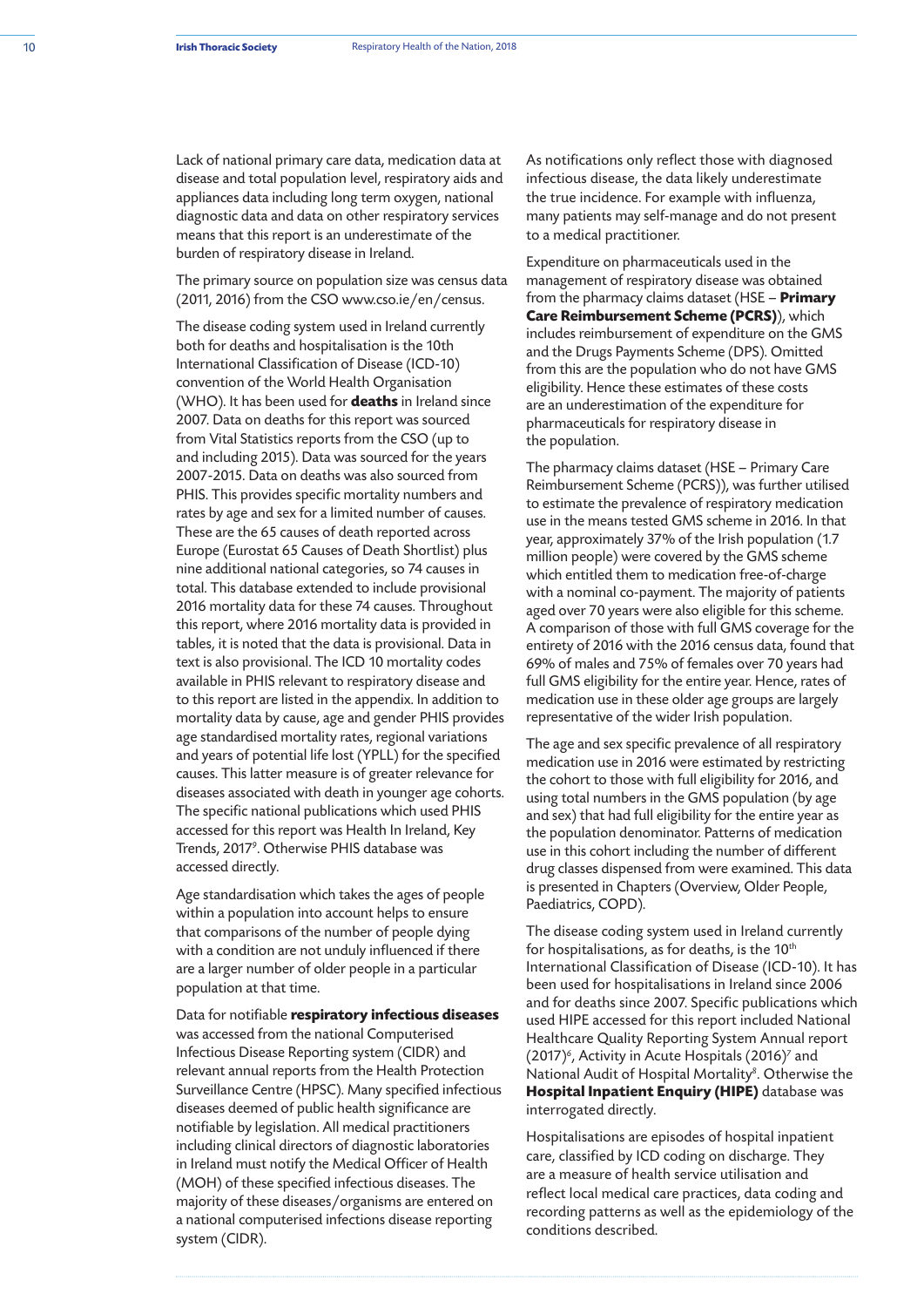Lack of national primary care data, medication data at disease and total population level, respiratory aids and appliances data including long term oxygen, national diagnostic data and data on other respiratory services means that this report is an underestimate of the burden of respiratory disease in Ireland.

The primary source on population size was census data (2011, 2016) from the CSO www.cso.ie/en/census.

The disease coding system used in Ireland currently both for deaths and hospitalisation is the 10th International Classification of Disease (ICD-10) convention of the World Health Organisation (WHO). It has been used for **deaths** in Ireland since 2007. Data on deaths for this report was sourced from Vital Statistics reports from the CSO (up to and including 2015). Data was sourced for the years 2007-2015. Data on deaths was also sourced from PHIS. This provides specific mortality numbers and rates by age and sex for a limited number of causes. These are the 65 causes of death reported across Europe (Eurostat 65 Causes of Death Shortlist) plus nine additional national categories, so 74 causes in total. This database extended to include provisional 2016 mortality data for these 74 causes. Throughout this report, where 2016 mortality data is provided in tables, it is noted that the data is provisional. Data in text is also provisional. The ICD 10 mortality codes available in PHIS relevant to respiratory disease and to this report are listed in the appendix. In addition to mortality data by cause, age and gender PHIS provides age standardised mortality rates, regional variations and years of potential life lost (YPLL) for the specified causes. This latter measure is of greater relevance for diseases associated with death in younger age cohorts. The specific national publications which used PHIS accessed for this report was Health In Ireland, Key Trends, 2017[9]. Otherwise PHIS database was accessed directly.

Age standardisation which takes the ages of people within a population into account helps to ensure that comparisons of the number of people dying with a condition are not unduly influenced if there are a larger number of older people in a particular population at that time.

Data for notifiable **respiratory infectious diseases** was accessed from the national Computerised Infectious Disease Reporting system (CIDR) and relevant annual reports from the Health Protection Surveillance Centre (HPSC). Many specified infectious diseases deemed of public health significance are notifiable by legislation. All medical practitioners including clinical directors of diagnostic laboratories in Ireland must notify the Medical Officer of Health (MOH) of these specified infectious diseases. The majority of these diseases/organisms are entered on a national computerised infections disease reporting system (CIDR).

As notifications only reflect those with diagnosed infectious disease, the data likely underestimate the true incidence. For example with influenza, many patients may self-manage and do not present to a medical practitioner.

Expenditure on pharmaceuticals used in the management of respiratory disease was obtained from the pharmacy claims dataset (HSE – **Primary Care Reimbursement Scheme (PCRS)**), which includes reimbursement of expenditure on the GMS and the Drugs Payments Scheme (DPS). Omitted from this are the population who do not have GMS eligibility. Hence these estimates of these costs are an underestimation of the expenditure for pharmaceuticals for respiratory disease in the population.

The pharmacy claims dataset (HSE – Primary Care Reimbursement Scheme (PCRS)), was further utilised to estimate the prevalence of respiratory medication use in the means tested GMS scheme in 2016. In that year, approximately 37% of the Irish population (1.7 million people) were covered by the GMS scheme which entitled them to medication free-of-charge with a nominal co-payment. The majority of patients aged over 70 years were also eligible for this scheme. A comparison of those with full GMS coverage for the entirety of 2016 with the 2016 census data, found that 69% of males and 75% of females over 70 years had full GMS eligibility for the entire year. Hence, rates of medication use in these older age groups are largely representative of the wider Irish population.

The age and sex specific prevalence of all respiratory medication use in 2016 were estimated by restricting the cohort to those with full eligibility for 2016, and using total numbers in the GMS population (by age and sex) that had full eligibility for the entire year as the population denominator. Patterns of medication use in this cohort including the number of different drug classes dispensed from were examined. This data is presented in Chapters (Overview, Older People, Paediatrics, COPD).

The disease coding system used in Ireland currently for hospitalisations, as for deaths, is the 10th International Classification of Disease (ICD-10). It has been used for hospitalisations in Ireland since 2006 and for deaths since 2007. Specific publications which used HIPE accessed for this report included National Healthcare Quality Reporting System Annual report (2017)[6], Activity in Acute Hospitals (2016)[7] and National Audit of Hospital Mortality[8]. Otherwise the **Hospital Inpatient Enquiry (HIPE)** database was interrogated directly.

Hospitalisations are episodes of hospital inpatient care, classified by ICD coding on discharge. They are a measure of health service utilisation and reflect local medical care practices, data coding and recording patterns as well as the epidemiology of the conditions described.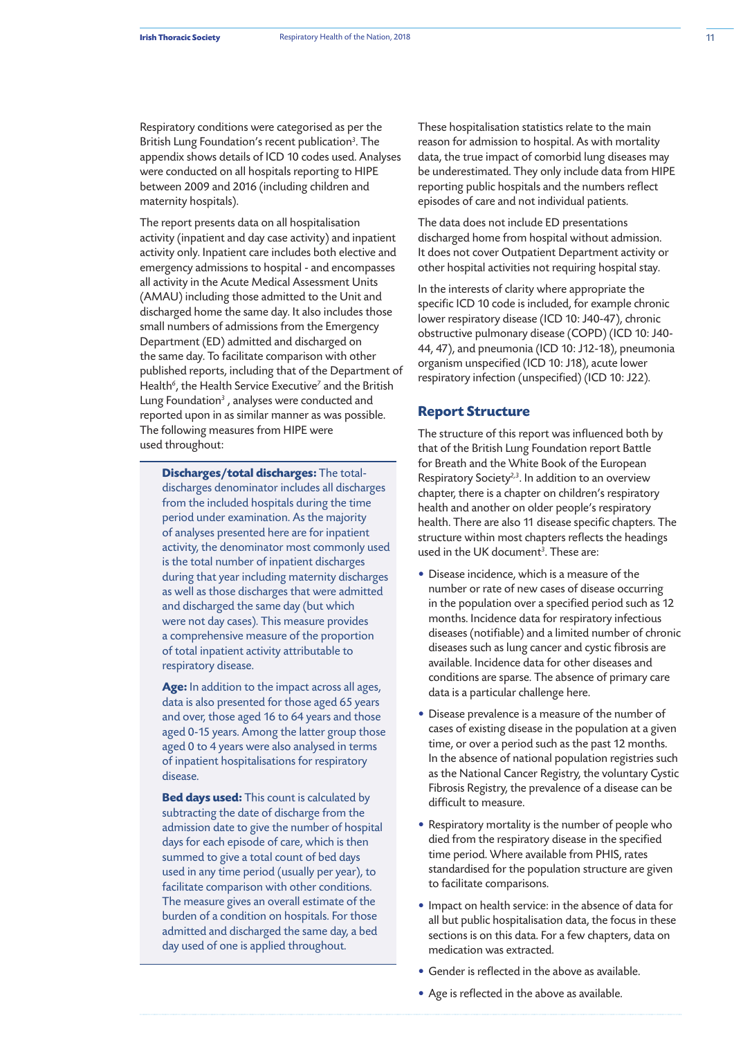Respiratory conditions were categorised as per the British Lung Foundation's recent publication[3]. The appendix shows details of ICD 10 codes used. Analyses were conducted on all hospitals reporting to HIPE between 2009 and 2016 (including children and maternity hospitals).

The report presents data on all hospitalisation activity (inpatient and day case activity) and inpatient activity only. Inpatient care includes both elective and emergency admissions to hospital - and encompasses all activity in the Acute Medical Assessment Units (AMAU) including those admitted to the Unit and discharged home the same day. It also includes those small numbers of admissions from the Emergency Department (ED) admitted and discharged on the same day. To facilitate comparison with other published reports, including that of the Department of Health[6], the Health Service Executive[7] and the British Lung Foundation[3] , analyses were conducted and reported upon in as similar manner as was possible. The following measures from HIPE were used throughout:

**Discharges/total discharges:** The total-discharges denominator includes all discharges from the included hospitals during the time period under examination. As the majority of analyses presented here are for inpatient activity, the denominator most commonly used is the total number of inpatient discharges during that year including maternity discharges as well as those discharges that were admitted and discharged the same day (but which were not day cases). This measure provides a comprehensive measure of the proportion of total inpatient activity attributable to respiratory disease.

**Age:** In addition to the impact across all ages, data is also presented for those aged 65 years and over, those aged 16 to 64 years and those aged 0-15 years. Among the latter group those aged 0 to 4 years were also analysed in terms of inpatient hospitalisations for respiratory disease.

**Bed days used:** This count is calculated by subtracting the date of discharge from the admission date to give the number of hospital days for each episode of care, which is then summed to give a total count of bed days used in any time period (usually per year), to facilitate comparison with other conditions. The measure gives an overall estimate of the burden of a condition on hospitals. For those admitted and discharged the same day, a bed day used of one is applied throughout.

These hospitalisation statistics relate to the main reason for admission to hospital. As with mortality data, the true impact of comorbid lung diseases may be underestimated. They only include data from HIPE reporting public hospitals and the numbers reflect episodes of care and not individual patients.

The data does not include ED presentations discharged home from hospital without admission. It does not cover Outpatient Department activity or other hospital activities not requiring hospital stay.

In the interests of clarity where appropriate the specific ICD 10 code is included, for example chronic lower respiratory disease (ICD 10: J40-47), chronic obstructive pulmonary disease (COPD) (ICD 10: J40-44, 47), and pneumonia (ICD 10: J12-18), pneumonia organism unspecified (ICD 10: J18), acute lower respiratory infection (unspecified) (ICD 10: J22).

## Report Structure

The structure of this report was influenced both by that of the British Lung Foundation report Battle for Breath and the White Book of the European Respiratory Society[2,3]. In addition to an overview chapter, there is a chapter on children's respiratory health and another on older people's respiratory health. There are also 11 disease specific chapters. The structure within most chapters reflects the headings used in the UK document[3]. These are:

- Disease incidence, which is a measure of the number or rate of new cases of disease occurring in the population over a specified period such as 12 months. Incidence data for respiratory infectious diseases (notifiable) and a limited number of chronic diseases such as lung cancer and cystic fibrosis are available. Incidence data for other diseases and conditions are sparse. The absence of primary care data is a particular challenge here.
- Disease prevalence is a measure of the number of cases of existing disease in the population at a given time, or over a period such as the past 12 months. In the absence of national population registries such as the National Cancer Registry, the voluntary Cystic Fibrosis Registry, the prevalence of a disease can be difficult to measure.
- Respiratory mortality is the number of people who died from the respiratory disease in the specified time period. Where available from PHIS, rates standardised for the population structure are given to facilitate comparisons.
- Impact on health service: in the absence of data for all but public hospitalisation data, the focus in these sections is on this data. For a few chapters, data on medication was extracted.
- Gender is reflected in the above as available.
- Age is reflected in the above as available.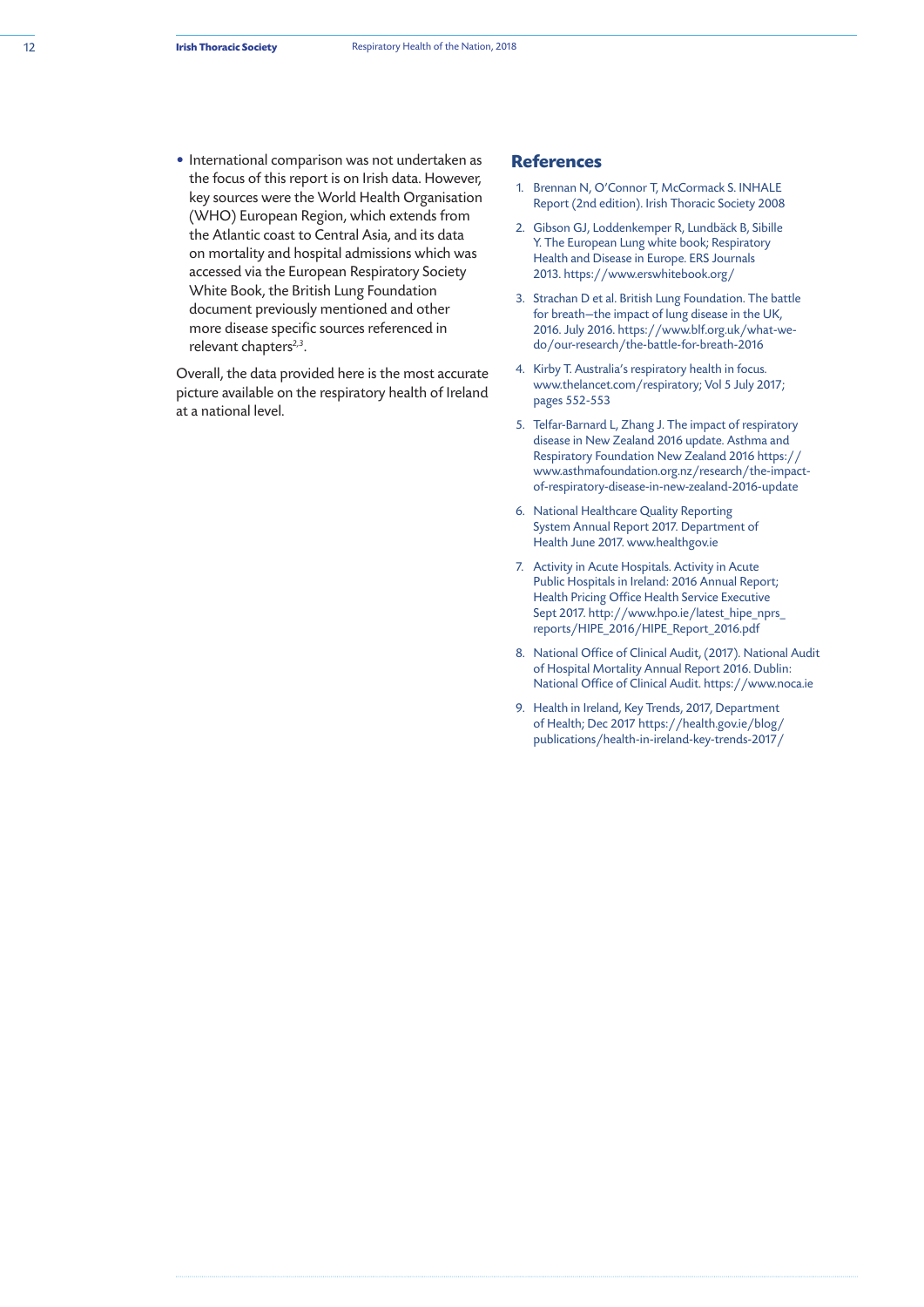- International comparison was not undertaken as the focus of this report is on Irish data. However, key sources were the World Health Organisation (WHO) European Region, which extends from the Atlantic coast to Central Asia, and its data on mortality and hospital admissions which was accessed via the European Respiratory Society White Book, the British Lung Foundation document previously mentioned and other more disease specific sources referenced in relevant chapters[2,3].

Overall, the data provided here is the most accurate picture available on the respiratory health of Ireland at a national level.

## References

1. Brennan N, O'Connor T, McCormack S. INHALE Report (2nd edition). Irish Thoracic Society 2008
2. Gibson GJ, Loddenkemper R, Lundbäck B, Sibille Y. The European Lung white book; Respiratory Health and Disease in Europe. ERS Journals 2013. https://www.erswhitebook.org/
3. Strachan D et al. British Lung Foundation. The battle for breath—the impact of lung disease in the UK, 2016. July 2016. https://www.blf.org.uk/what-we-do/our-research/the-battle-for-breath-2016
4. Kirby T. Australia's respiratory health in focus. www.thelancet.com/respiratory; Vol 5 July 2017; pages 552-553
5. Telfar-Barnard L, Zhang J. The impact of respiratory disease in New Zealand 2016 update. Asthma and Respiratory Foundation New Zealand 2016 https://www.asthmafoundation.org.nz/research/the-impact-of-respiratory-disease-in-new-zealand-2016-update
6. National Healthcare Quality Reporting System Annual Report 2017. Department of Health June 2017. www.healthgov.ie
7. Activity in Acute Hospitals. Activity in Acute Public Hospitals in Ireland: 2016 Annual Report; Health Pricing Office Health Service Executive Sept 2017. http://www.hpo.ie/latest_hipe_nprs_reports/HIPE_2016/HIPE_Report_2016.pdf
8. National Office of Clinical Audit, (2017). National Audit of Hospital Mortality Annual Report 2016. Dublin: National Office of Clinical Audit. https://www.noca.ie
9. Health in Ireland, Key Trends, 2017, Department of Health; Dec 2017 https://health.gov.ie/blog/publications/health-in-ireland-key-trends-2017/